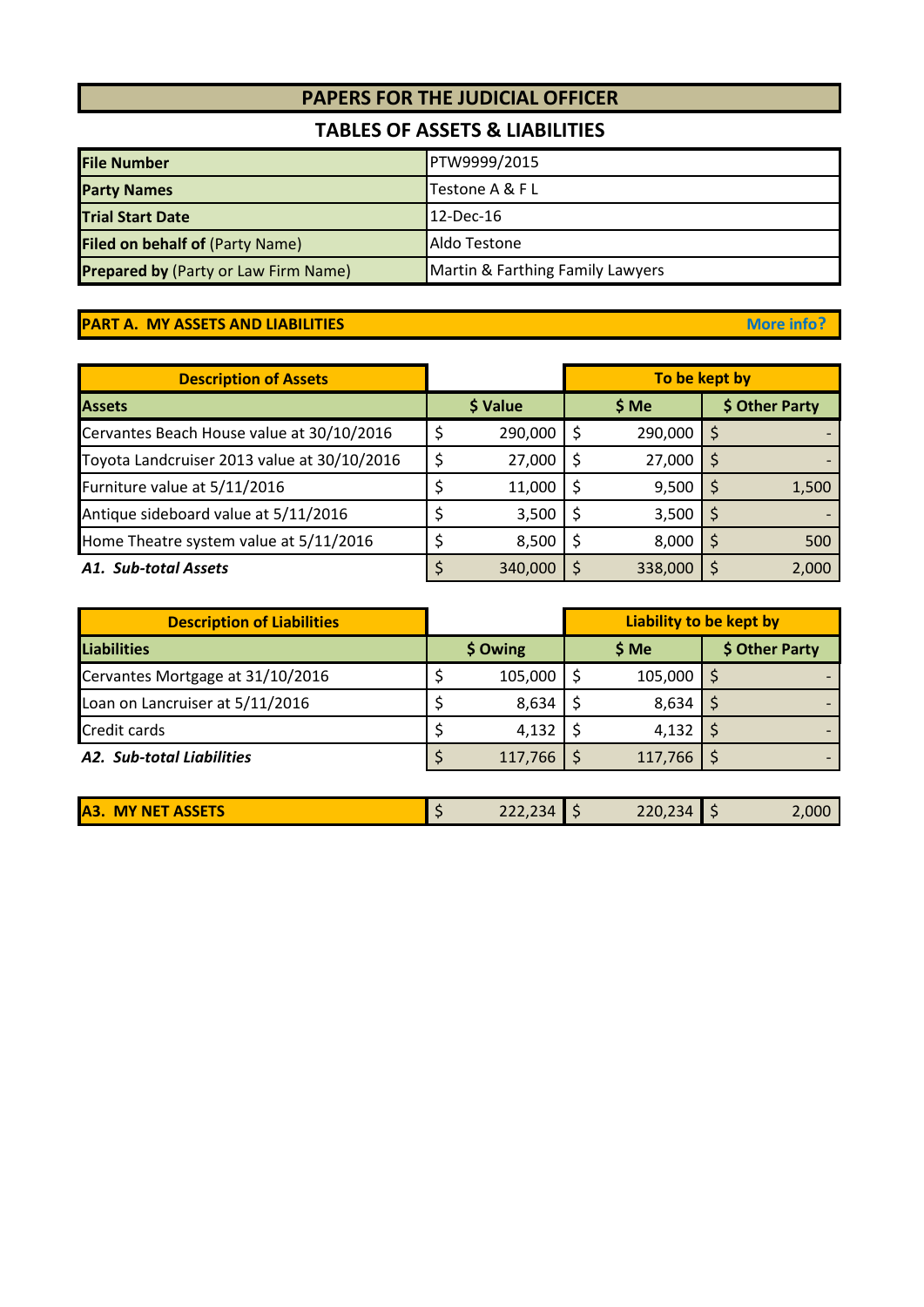# PAPERS FOR THE JUDICIAL OFFICER

## TABLES OF ASSETS & LIABILITIES

| | |
|---|---|
| **File Number** | PTW9999/2015 |
| **Party Names** | Testone A & F L |
| **Trial Start Date** | 12-Dec-16 |
| **Filed on behalf of** (Party Name) | Aldo Testone |
| **Prepared by** (Party or Law Firm Name) | Martin & Farthing Family Lawyers |

## PART A. MY ASSETS AND LIABILITIES

More info?

| Description of Assets | | To be kept by | |
|---|---|---|---|
| **Assets** | **$ Value** | **$ Me** | **$ Other Party** |
| Cervantes Beach House value at 30/10/2016 | $ 290,000 | $ 290,000 | $ - |
| Toyota Landcruiser 2013 value at 30/10/2016 | $ 27,000 | $ 27,000 | $ - |
| Furniture value at 5/11/2016 | $ 11,000 | $ 9,500 | $ 1,500 |
| Antique sideboard value at 5/11/2016 | $ 3,500 | $ 3,500 | $ - |
| Home Theatre system value at 5/11/2016 | $ 8,500 | $ 8,000 | $ 500 |
| ***A1. Sub-total Assets*** | $ 340,000 | $ 338,000 | $ 2,000 |

| Description of Liabilities | | Liability to be kept by | |
|---|---|---|---|
| **Liabilities** | **$ Owing** | **$ Me** | **$ Other Party** |
| Cervantes Mortgage at 31/10/2016 | $ 105,000 | $ 105,000 | $ - |
| Loan on Lancruiser at 5/11/2016 | $ 8,634 | $ 8,634 | $ - |
| Credit cards | $ 4,132 | $ 4,132 | $ - |
| ***A2. Sub-total Liabilities*** | $ 117,766 | $ 117,766 | $ - |

| | | | |
|---|---|---|---|
| **A3. MY NET ASSETS** | $ 222,234 | $ 220,234 | $ 2,000 |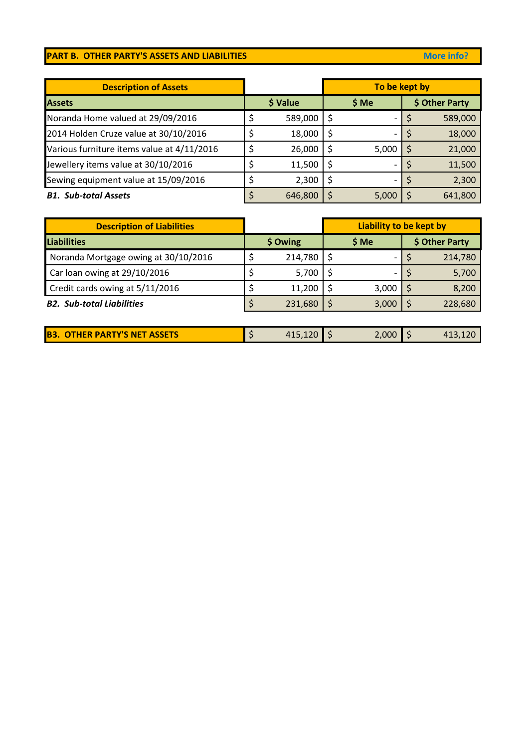## PART B. OTHER PARTY'S ASSETS AND LIABILITIES

More info?

| Description of Assets | | To be kept by | |
|---|---|---|---|
| **Assets** | **$ Value** | **$ Me** | **$ Other Party** |
| Noranda Home valued at 29/09/2016 | $ 589,000 | $ - | $ 589,000 |
| 2014 Holden Cruze value at 30/10/2016 | $ 18,000 | $ - | $ 18,000 |
| Various furniture items value at 4/11/2016 | $ 26,000 | $ 5,000 | $ 21,000 |
| Jewellery items value at 30/10/2016 | $ 11,500 | $ - | $ 11,500 |
| Sewing equipment value at 15/09/2016 | $ 2,300 | $ - | $ 2,300 |
| ***B1. Sub-total Assets*** | $ 646,800 | $ 5,000 | $ 641,800 |

| Description of Liabilities | | Liability to be kept by | |
|---|---|---|---|
| **Liabilities** | **$ Owing** | **$ Me** | **$ Other Party** |
| Noranda Mortgage owing at 30/10/2016 | $ 214,780 | $ - | $ 214,780 |
| Car loan owing at 29/10/2016 | $ 5,700 | $ - | $ 5,700 |
| Credit cards owing at 5/11/2016 | $ 11,200 | $ 3,000 | $ 8,200 |
| ***B2. Sub-total Liabilities*** | $ 231,680 | $ 3,000 | $ 228,680 |

| **B3. OTHER PARTY'S NET ASSETS** | $ 415,120 | $ 2,000 | $ 413,120 |
|---|---|---|---|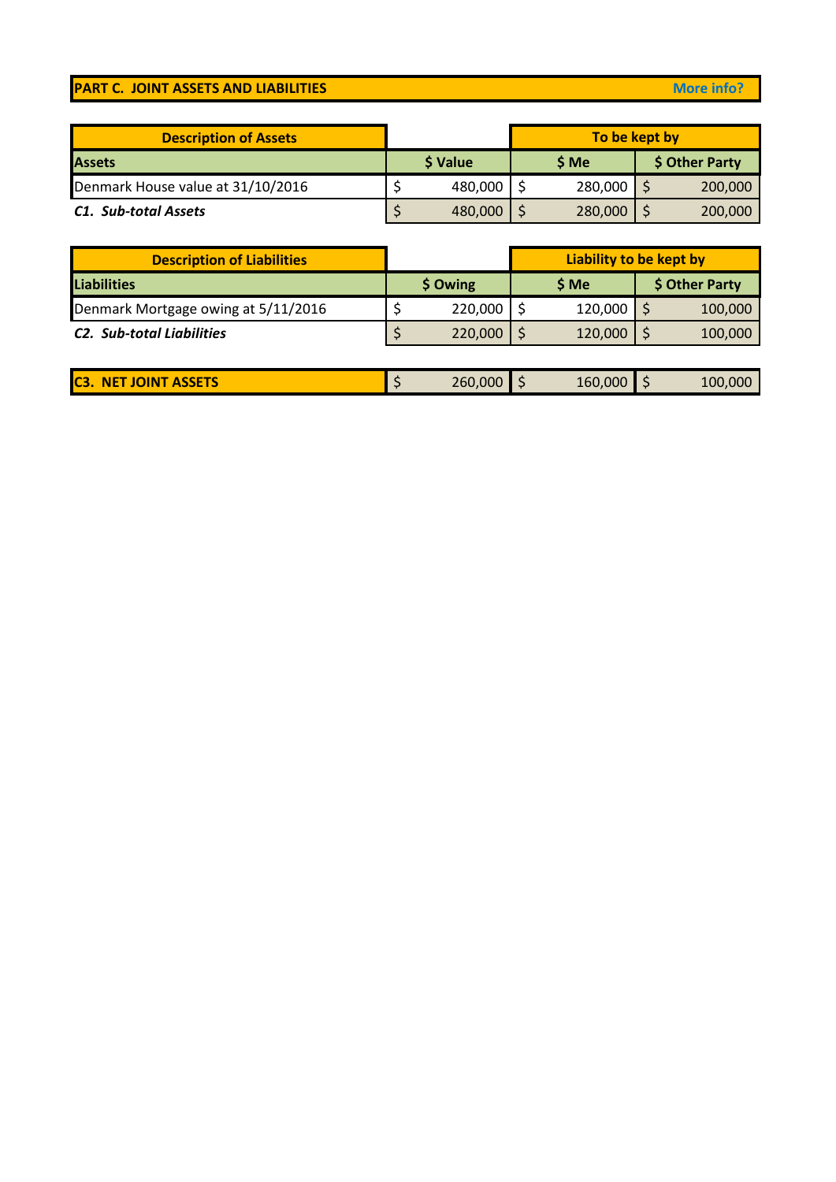## PART C. JOINT ASSETS AND LIABILITIES

More info?

| Description of Assets | | To be kept by | |
|---|---|---|---|
| **Assets** | **$ Value** | **$ Me** | **$ Other Party** |
| Denmark House value at 31/10/2016 | $ 480,000 | $ 280,000 | $ 200,000 |
| ***C1. Sub-total Assets*** | $ 480,000 | $ 280,000 | $ 200,000 |

| Description of Liabilities | | Liability to be kept by | |
|---|---|---|---|
| **Liabilities** | **$ Owing** | **$ Me** | **$ Other Party** |
| Denmark Mortgage owing at 5/11/2016 | $ 220,000 | $ 120,000 | $ 100,000 |
| ***C2. Sub-total Liabilities*** | $ 220,000 | $ 120,000 | $ 100,000 |

| | | | |
|---|---|---|---|
| **C3. NET JOINT ASSETS** | $ 260,000 | $ 160,000 | $ 100,000 |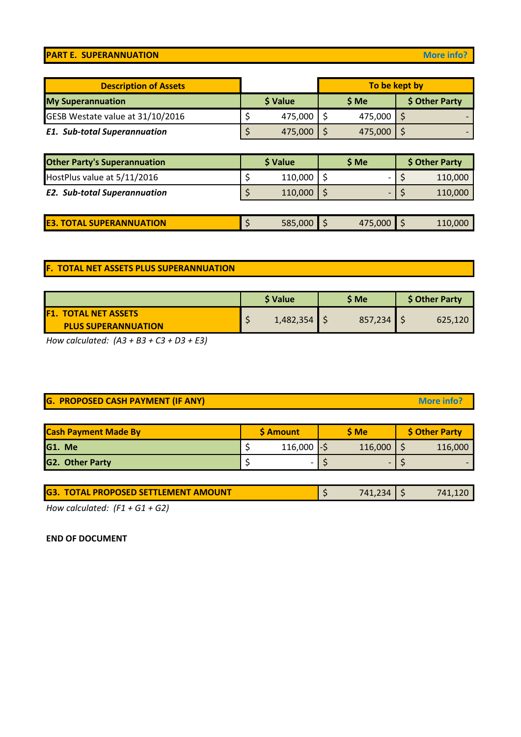## PART E. SUPERANNUATION

More info?

| Description of Assets | | To be kept by | |
|---|---|---|---|
| **My Superannuation** | **$ Value** | **$ Me** | **$ Other Party** |
| GESB Westate value at 31/10/2016 | $ 475,000 | $ 475,000 | $ - |
| ***E1. Sub-total Superannuation*** | $ 475,000 | $ 475,000 | $ - |

| Other Party's Superannuation | $ Value | $ Me | $ Other Party |
|---|---|---|---|
| HostPlus value at 5/11/2016 | $ 110,000 | $ - | $ 110,000 |
| ***E2. Sub-total Superannuation*** | $ 110,000 | $ - | $ 110,000 |

| | | | |
|---|---|---|---|
| **E3. TOTAL SUPERANNUATION** | $ 585,000 | $ 475,000 | $ 110,000 |

## F. TOTAL NET ASSETS PLUS SUPERANNUATION

| | $ Value | $ Me | $ Other Party |
|---|---|---|---|
| **F1. TOTAL NET ASSETS PLUS SUPERANNUATION** | $ 1,482,354 | $ 857,234 | $ 625,120 |

*How calculated: (A3 + B3 + C3 + D3 + E3)*

## G. PROPOSED CASH PAYMENT (IF ANY)

More info?

| Cash Payment Made By | $ Amount | $ Me | $ Other Party |
|---|---|---|---|
| **G1. Me** | $ 116,000 | -$ 116,000 | $ 116,000 |
| **G2. Other Party** | $ - | $ - | $ - |

| | | |
|---|---|---|
| **G3. TOTAL PROPOSED SETTLEMENT AMOUNT** | $ 741,234 | $ 741,120 |

*How calculated: (F1 + G1 + G2)*

**END OF DOCUMENT**